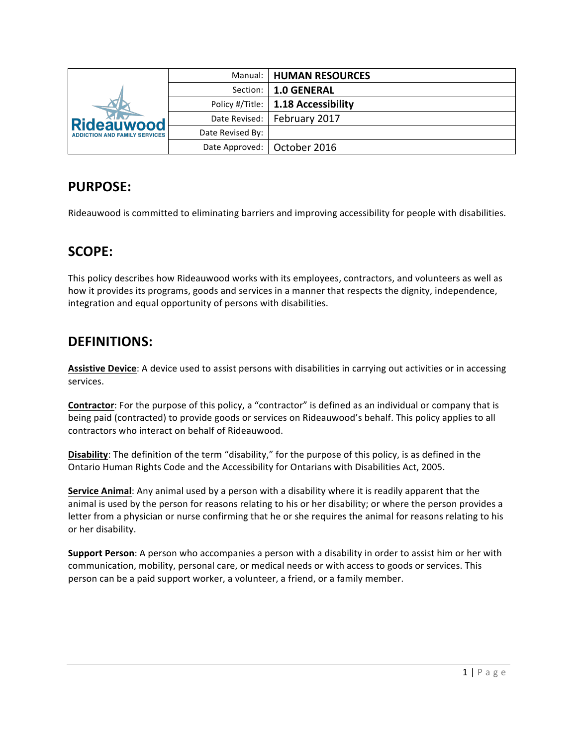| Rideauwood ADDICTION AND FAMILY SERVICES | Manual: | **HUMAN RESOURCES** |
|---|---|---|
| | Section: | **1.0 GENERAL** |
| | Policy #/Title: | **1.18 Accessibility** |
| | Date Revised: | February 2017 |
| | Date Revised By: | |
| | Date Approved: | October 2016 |

## PURPOSE:

Rideauwood is committed to eliminating barriers and improving accessibility for people with disabilities.

## SCOPE:

This policy describes how Rideauwood works with its employees, contractors, and volunteers as well as how it provides its programs, goods and services in a manner that respects the dignity, independence, integration and equal opportunity of persons with disabilities.

## DEFINITIONS:

**Assistive Device**: A device used to assist persons with disabilities in carrying out activities or in accessing services.

**Contractor**: For the purpose of this policy, a "contractor" is defined as an individual or company that is being paid (contracted) to provide goods or services on Rideauwood's behalf. This policy applies to all contractors who interact on behalf of Rideauwood.

**Disability**: The definition of the term "disability," for the purpose of this policy, is as defined in the Ontario Human Rights Code and the Accessibility for Ontarians with Disabilities Act, 2005.

**Service Animal**: Any animal used by a person with a disability where it is readily apparent that the animal is used by the person for reasons relating to his or her disability; or where the person provides a letter from a physician or nurse confirming that he or she requires the animal for reasons relating to his or her disability.

**Support Person**: A person who accompanies a person with a disability in order to assist him or her with communication, mobility, personal care, or medical needs or with access to goods or services. This person can be a paid support worker, a volunteer, a friend, or a family member.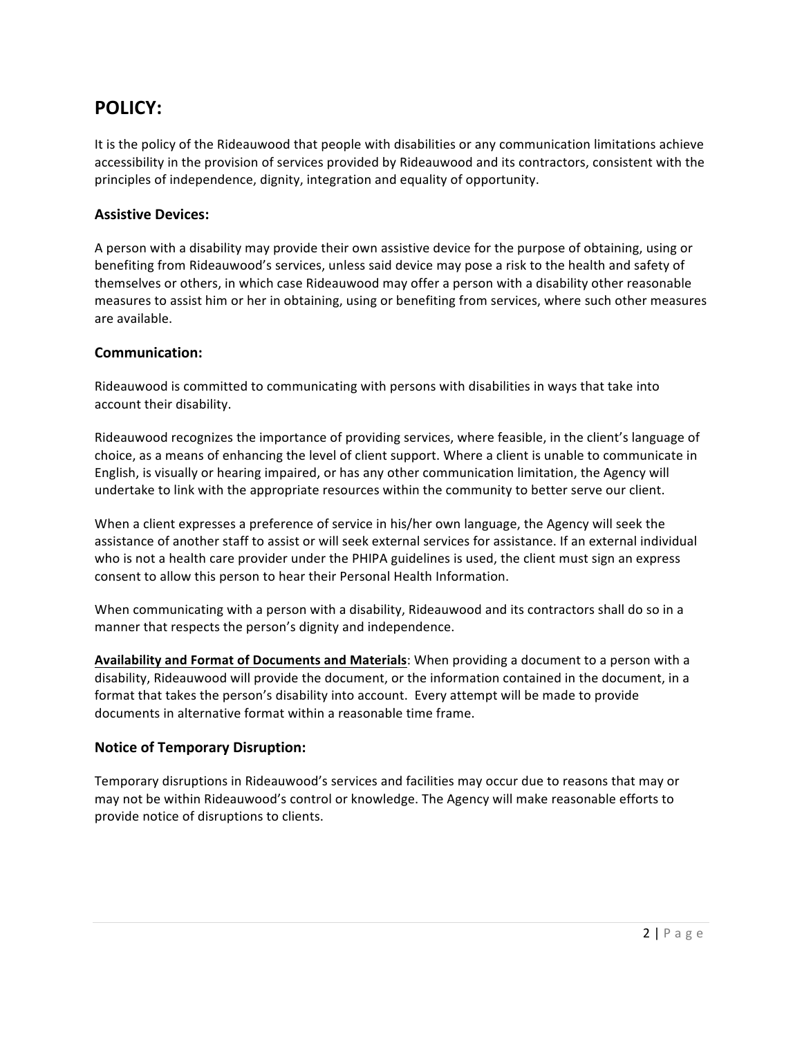# POLICY:

It is the policy of the Rideauwood that people with disabilities or any communication limitations achieve accessibility in the provision of services provided by Rideauwood and its contractors, consistent with the principles of independence, dignity, integration and equality of opportunity.

## Assistive Devices:

A person with a disability may provide their own assistive device for the purpose of obtaining, using or benefiting from Rideauwood's services, unless said device may pose a risk to the health and safety of themselves or others, in which case Rideauwood may offer a person with a disability other reasonable measures to assist him or her in obtaining, using or benefiting from services, where such other measures are available.

## Communication:

Rideauwood is committed to communicating with persons with disabilities in ways that take into account their disability.

Rideauwood recognizes the importance of providing services, where feasible, in the client's language of choice, as a means of enhancing the level of client support. Where a client is unable to communicate in English, is visually or hearing impaired, or has any other communication limitation, the Agency will undertake to link with the appropriate resources within the community to better serve our client.

When a client expresses a preference of service in his/her own language, the Agency will seek the assistance of another staff to assist or will seek external services for assistance. If an external individual who is not a health care provider under the PHIPA guidelines is used, the client must sign an express consent to allow this person to hear their Personal Health Information.

When communicating with a person with a disability, Rideauwood and its contractors shall do so in a manner that respects the person's dignity and independence.

**Availability and Format of Documents and Materials**: When providing a document to a person with a disability, Rideauwood will provide the document, or the information contained in the document, in a format that takes the person's disability into account. Every attempt will be made to provide documents in alternative format within a reasonable time frame.

## Notice of Temporary Disruption:

Temporary disruptions in Rideauwood's services and facilities may occur due to reasons that may or may not be within Rideauwood's control or knowledge. The Agency will make reasonable efforts to provide notice of disruptions to clients.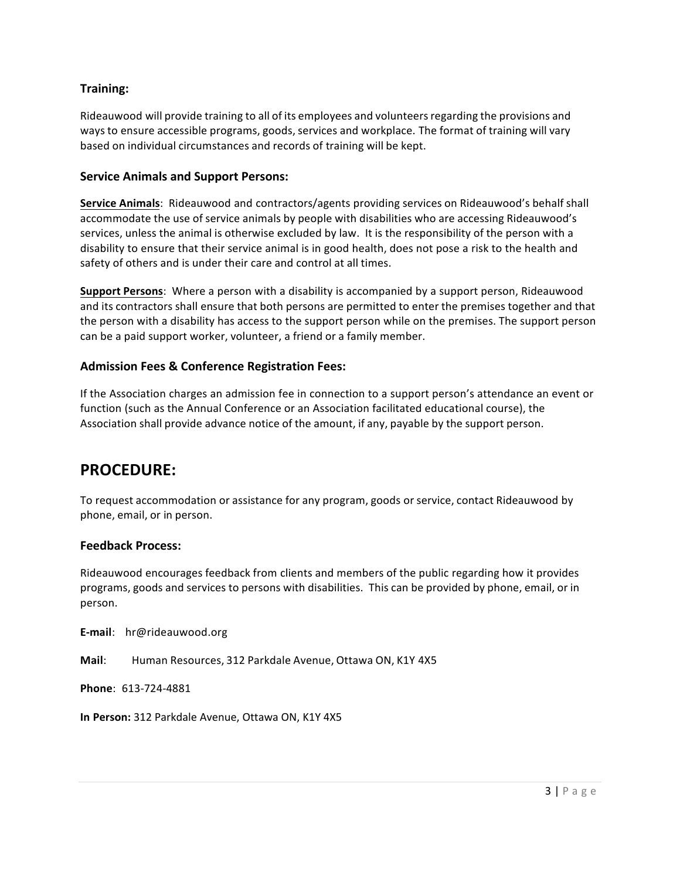### Training:

Rideauwood will provide training to all of its employees and volunteers regarding the provisions and ways to ensure accessible programs, goods, services and workplace. The format of training will vary based on individual circumstances and records of training will be kept.

### Service Animals and Support Persons:

**Service Animals**: Rideauwood and contractors/agents providing services on Rideauwood's behalf shall accommodate the use of service animals by people with disabilities who are accessing Rideauwood's services, unless the animal is otherwise excluded by law. It is the responsibility of the person with a disability to ensure that their service animal is in good health, does not pose a risk to the health and safety of others and is under their care and control at all times.

**Support Persons**: Where a person with a disability is accompanied by a support person, Rideauwood and its contractors shall ensure that both persons are permitted to enter the premises together and that the person with a disability has access to the support person while on the premises. The support person can be a paid support worker, volunteer, a friend or a family member.

### Admission Fees & Conference Registration Fees:

If the Association charges an admission fee in connection to a support person's attendance an event or function (such as the Annual Conference or an Association facilitated educational course), the Association shall provide advance notice of the amount, if any, payable by the support person.

## PROCEDURE:

To request accommodation or assistance for any program, goods or service, contact Rideauwood by phone, email, or in person.

### Feedback Process:

Rideauwood encourages feedback from clients and members of the public regarding how it provides programs, goods and services to persons with disabilities. This can be provided by phone, email, or in person.

**E-mail**: hr@rideauwood.org

**Mail**: Human Resources, 312 Parkdale Avenue, Ottawa ON, K1Y 4X5

**Phone**: 613-724-4881

**In Person:** 312 Parkdale Avenue, Ottawa ON, K1Y 4X5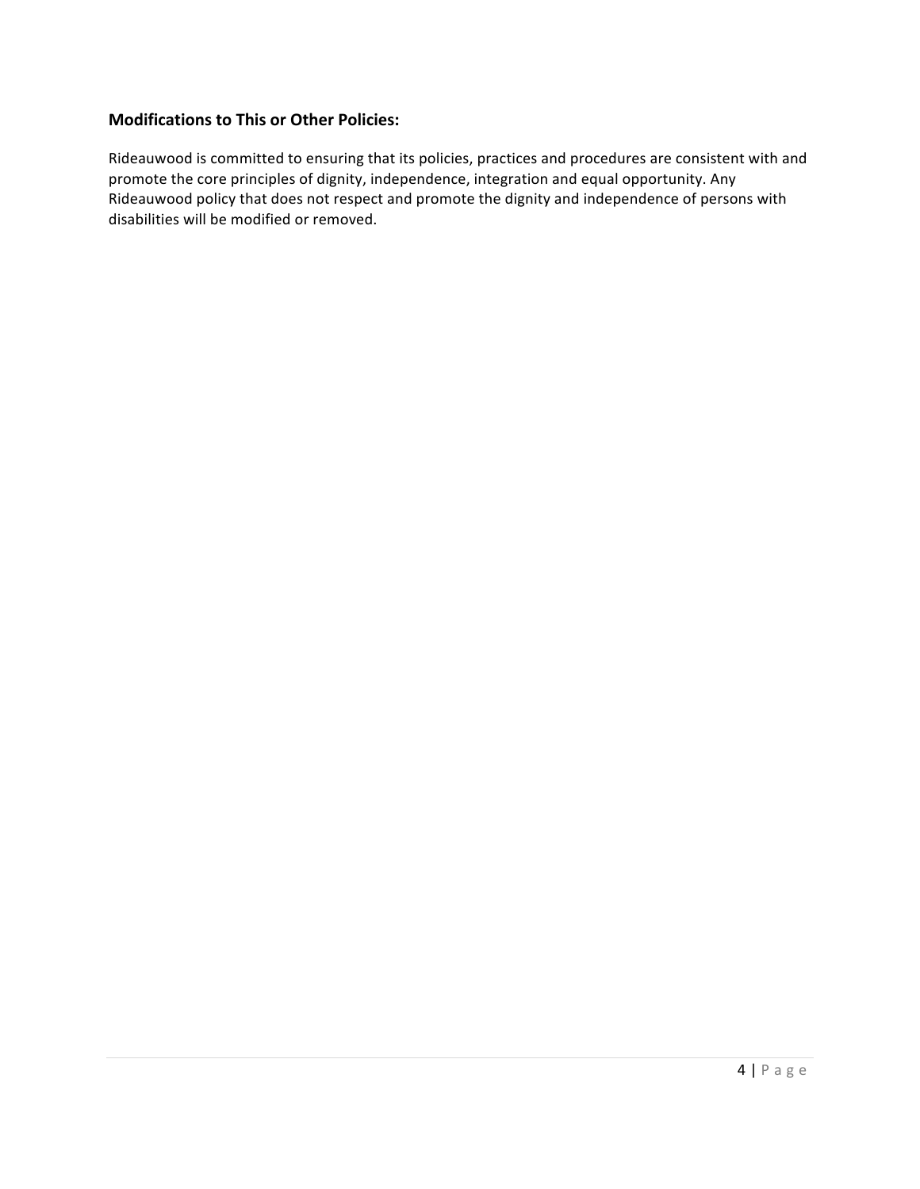### Modifications to This or Other Policies:

Rideauwood is committed to ensuring that its policies, practices and procedures are consistent with and promote the core principles of dignity, independence, integration and equal opportunity. Any Rideauwood policy that does not respect and promote the dignity and independence of persons with disabilities will be modified or removed.